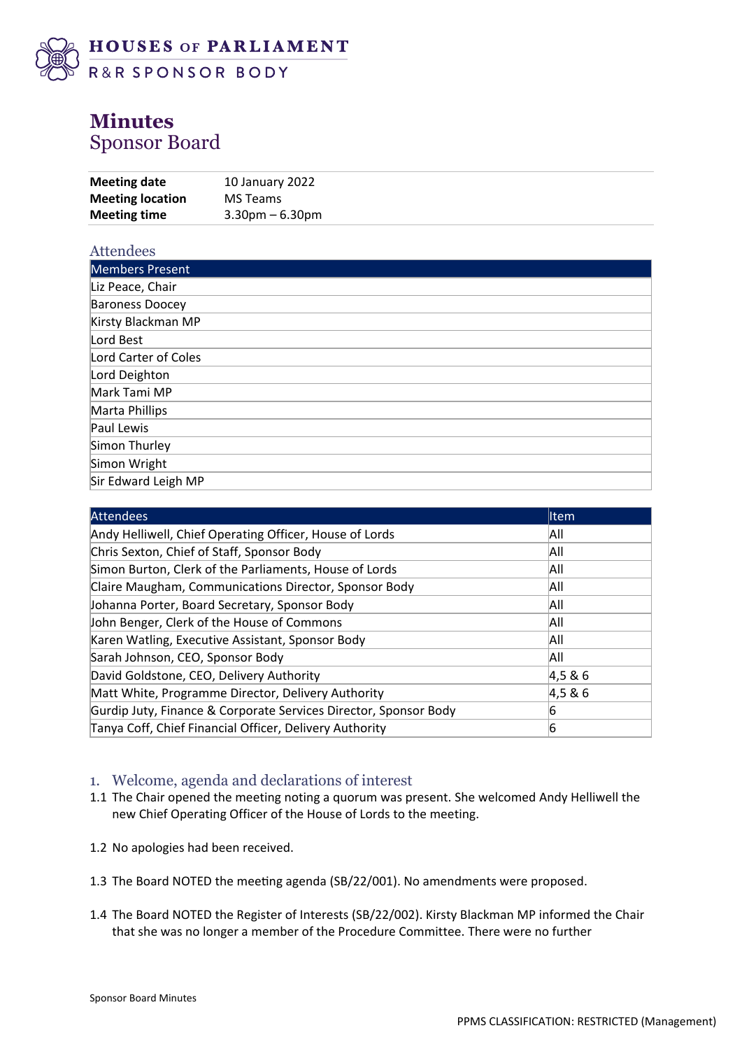HOUSES OF PARLIAMENT
R&R SPONSOR BODY

# Minutes
## Sponsor Board

| | |
|---|---|
| **Meeting date** | 10 January 2022 |
| **Meeting location** | MS Teams |
| **Meeting time** | 3.30pm – 6.30pm |

### Attendees

| Members Present |
|---|
| Liz Peace, Chair |
| Baroness Doocey |
| Kirsty Blackman MP |
| Lord Best |
| Lord Carter of Coles |
| Lord Deighton |
| Mark Tami MP |
| Marta Phillips |
| Paul Lewis |
| Simon Thurley |
| Simon Wright |
| Sir Edward Leigh MP |

| Attendees | Item |
|---|---|
| Andy Helliwell, Chief Operating Officer, House of Lords | All |
| Chris Sexton, Chief of Staff, Sponsor Body | All |
| Simon Burton, Clerk of the Parliaments, House of Lords | All |
| Claire Maugham, Communications Director, Sponsor Body | All |
| Johanna Porter, Board Secretary, Sponsor Body | All |
| John Benger, Clerk of the House of Commons | All |
| Karen Watling, Executive Assistant, Sponsor Body | All |
| Sarah Johnson, CEO, Sponsor Body | All |
| David Goldstone, CEO, Delivery Authority | 4,5 & 6 |
| Matt White, Programme Director, Delivery Authority | 4,5 & 6 |
| Gurdip Juty, Finance & Corporate Services Director, Sponsor Body | 6 |
| Tanya Coff, Chief Financial Officer, Delivery Authority | 6 |

### 1. Welcome, agenda and declarations of interest

1.1 The Chair opened the meeting noting a quorum was present. She welcomed Andy Helliwell the new Chief Operating Officer of the House of Lords to the meeting.

1.2 No apologies had been received.

1.3 The Board NOTED the meeting agenda (SB/22/001). No amendments were proposed.

1.4 The Board NOTED the Register of Interests (SB/22/002). Kirsty Blackman MP informed the Chair that she was no longer a member of the Procedure Committee. There were no further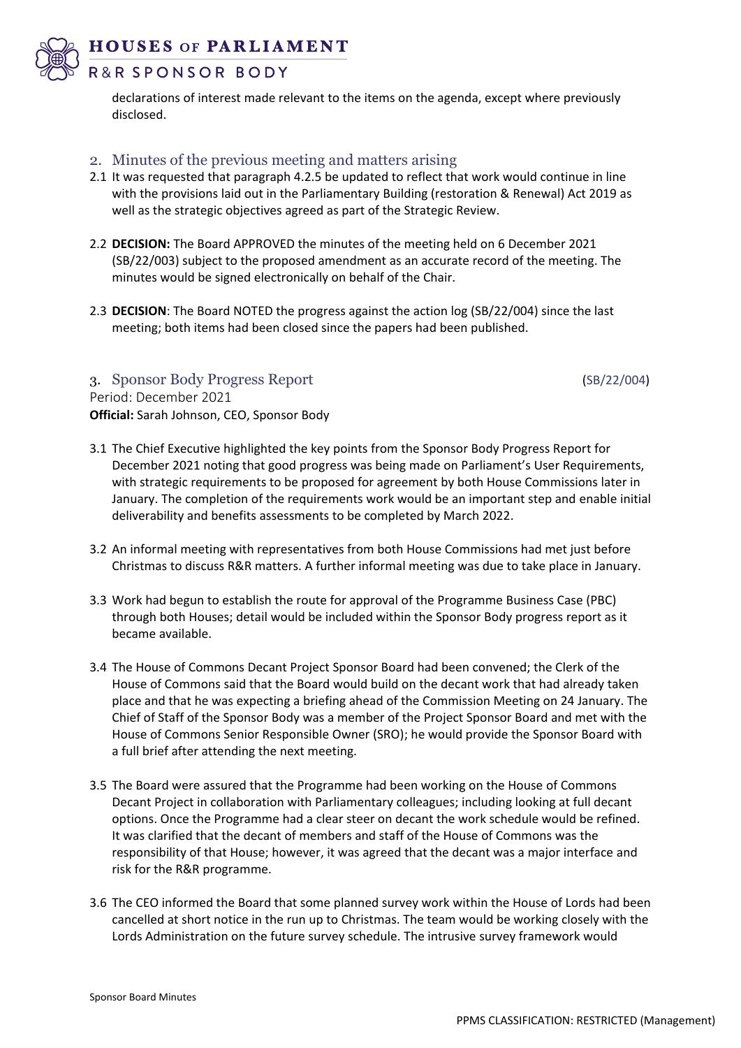declarations of interest made relevant to the items on the agenda, except where previously disclosed.

## 2. Minutes of the previous meeting and matters arising

2.1 It was requested that paragraph 4.2.5 be updated to reflect that work would continue in line with the provisions laid out in the Parliamentary Building (restoration & Renewal) Act 2019 as well as the strategic objectives agreed as part of the Strategic Review.

2.2 **DECISION:** The Board APPROVED the minutes of the meeting held on 6 December 2021 (SB/22/003) subject to the proposed amendment as an accurate record of the meeting. The minutes would be signed electronically on behalf of the Chair.

2.3 **DECISION**: The Board NOTED the progress against the action log (SB/22/004) since the last meeting; both items had been closed since the papers had been published.

## 3. Sponsor Body Progress Report (SB/22/004)

Period: December 2021
**Official:** Sarah Johnson, CEO, Sponsor Body

3.1 The Chief Executive highlighted the key points from the Sponsor Body Progress Report for December 2021 noting that good progress was being made on Parliament's User Requirements, with strategic requirements to be proposed for agreement by both House Commissions later in January. The completion of the requirements work would be an important step and enable initial deliverability and benefits assessments to be completed by March 2022.

3.2 An informal meeting with representatives from both House Commissions had met just before Christmas to discuss R&R matters. A further informal meeting was due to take place in January.

3.3 Work had begun to establish the route for approval of the Programme Business Case (PBC) through both Houses; detail would be included within the Sponsor Body progress report as it became available.

3.4 The House of Commons Decant Project Sponsor Board had been convened; the Clerk of the House of Commons said that the Board would build on the decant work that had already taken place and that he was expecting a briefing ahead of the Commission Meeting on 24 January. The Chief of Staff of the Sponsor Body was a member of the Project Sponsor Board and met with the House of Commons Senior Responsible Owner (SRO); he would provide the Sponsor Board with a full brief after attending the next meeting.

3.5 The Board were assured that the Programme had been working on the House of Commons Decant Project in collaboration with Parliamentary colleagues; including looking at full decant options. Once the Programme had a clear steer on decant the work schedule would be refined. It was clarified that the decant of members and staff of the House of Commons was the responsibility of that House; however, it was agreed that the decant was a major interface and risk for the R&R programme.

3.6 The CEO informed the Board that some planned survey work within the House of Lords had been cancelled at short notice in the run up to Christmas. The team would be working closely with the Lords Administration on the future survey schedule. The intrusive survey framework would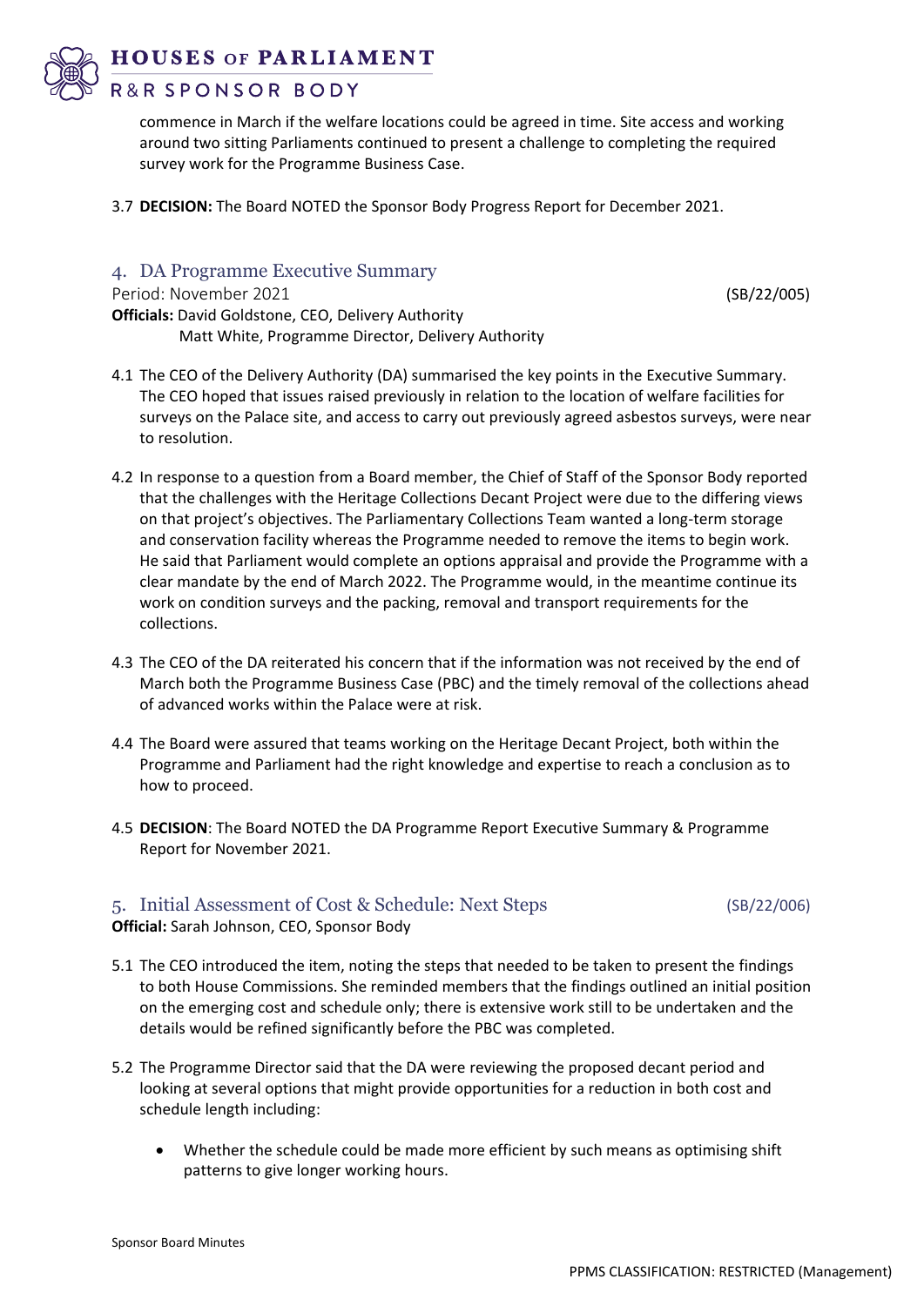commence in March if the welfare locations could be agreed in time. Site access and working around two sitting Parliaments continued to present a challenge to completing the required survey work for the Programme Business Case.

3.7 **DECISION:** The Board NOTED the Sponsor Body Progress Report for December 2021.

## 4. DA Programme Executive Summary

Period: November 2021 (SB/22/005)

**Officials:** David Goldstone, CEO, Delivery Authority
Matt White, Programme Director, Delivery Authority

4.1 The CEO of the Delivery Authority (DA) summarised the key points in the Executive Summary. The CEO hoped that issues raised previously in relation to the location of welfare facilities for surveys on the Palace site, and access to carry out previously agreed asbestos surveys, were near to resolution.

4.2 In response to a question from a Board member, the Chief of Staff of the Sponsor Body reported that the challenges with the Heritage Collections Decant Project were due to the differing views on that project's objectives. The Parliamentary Collections Team wanted a long-term storage and conservation facility whereas the Programme needed to remove the items to begin work. He said that Parliament would complete an options appraisal and provide the Programme with a clear mandate by the end of March 2022. The Programme would, in the meantime continue its work on condition surveys and the packing, removal and transport requirements for the collections.

4.3 The CEO of the DA reiterated his concern that if the information was not received by the end of March both the Programme Business Case (PBC) and the timely removal of the collections ahead of advanced works within the Palace were at risk.

4.4 The Board were assured that teams working on the Heritage Decant Project, both within the Programme and Parliament had the right knowledge and expertise to reach a conclusion as to how to proceed.

4.5 **DECISION**: The Board NOTED the DA Programme Report Executive Summary & Programme Report for November 2021.

## 5. Initial Assessment of Cost & Schedule: Next Steps (SB/22/006)

**Official:** Sarah Johnson, CEO, Sponsor Body

5.1 The CEO introduced the item, noting the steps that needed to be taken to present the findings to both House Commissions. She reminded members that the findings outlined an initial position on the emerging cost and schedule only; there is extensive work still to be undertaken and the details would be refined significantly before the PBC was completed.

5.2 The Programme Director said that the DA were reviewing the proposed decant period and looking at several options that might provide opportunities for a reduction in both cost and schedule length including:

- Whether the schedule could be made more efficient by such means as optimising shift patterns to give longer working hours.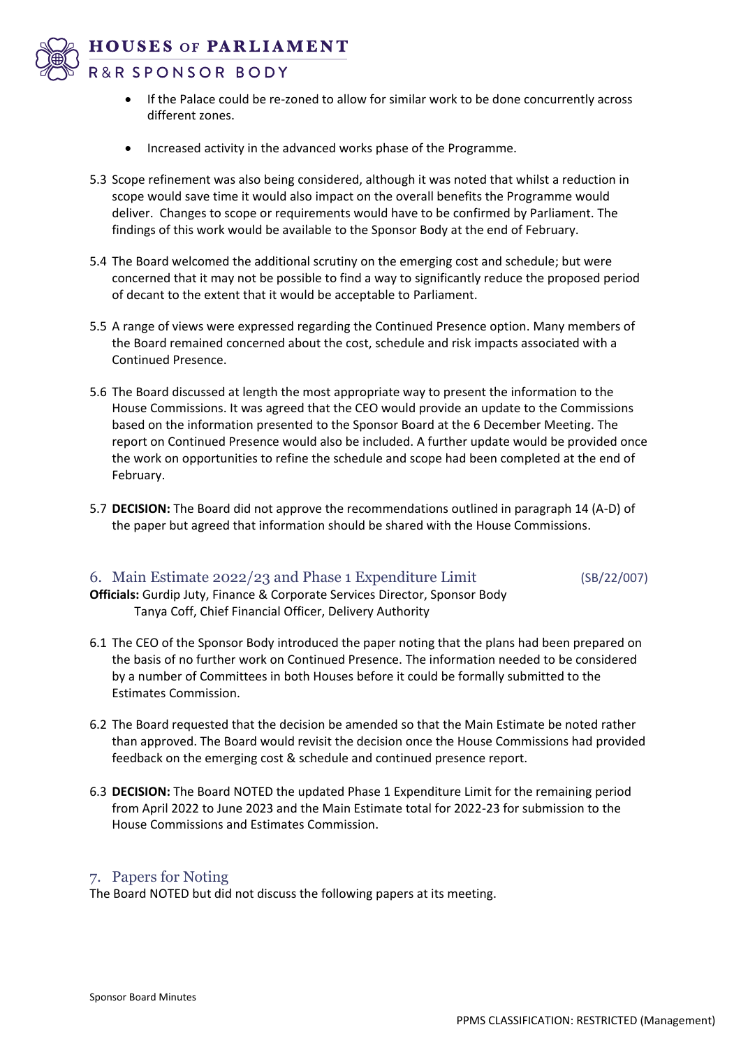- If the Palace could be re-zoned to allow for similar work to be done concurrently across different zones.
- Increased activity in the advanced works phase of the Programme.

5.3 Scope refinement was also being considered, although it was noted that whilst a reduction in scope would save time it would also impact on the overall benefits the Programme would deliver. Changes to scope or requirements would have to be confirmed by Parliament. The findings of this work would be available to the Sponsor Body at the end of February.

5.4 The Board welcomed the additional scrutiny on the emerging cost and schedule; but were concerned that it may not be possible to find a way to significantly reduce the proposed period of decant to the extent that it would be acceptable to Parliament.

5.5 A range of views were expressed regarding the Continued Presence option. Many members of the Board remained concerned about the cost, schedule and risk impacts associated with a Continued Presence.

5.6 The Board discussed at length the most appropriate way to present the information to the House Commissions. It was agreed that the CEO would provide an update to the Commissions based on the information presented to the Sponsor Board at the 6 December Meeting. The report on Continued Presence would also be included. A further update would be provided once the work on opportunities to refine the schedule and scope had been completed at the end of February.

5.7 **DECISION:** The Board did not approve the recommendations outlined in paragraph 14 (A-D) of the paper but agreed that information should be shared with the House Commissions.

## 6. Main Estimate 2022/23 and Phase 1 Expenditure Limit (SB/22/007)

**Officials:** Gurdip Juty, Finance & Corporate Services Director, Sponsor Body
Tanya Coff, Chief Financial Officer, Delivery Authority

6.1 The CEO of the Sponsor Body introduced the paper noting that the plans had been prepared on the basis of no further work on Continued Presence. The information needed to be considered by a number of Committees in both Houses before it could be formally submitted to the Estimates Commission.

6.2 The Board requested that the decision be amended so that the Main Estimate be noted rather than approved. The Board would revisit the decision once the House Commissions had provided feedback on the emerging cost & schedule and continued presence report.

6.3 **DECISION:** The Board NOTED the updated Phase 1 Expenditure Limit for the remaining period from April 2022 to June 2023 and the Main Estimate total for 2022-23 for submission to the House Commissions and Estimates Commission.

## 7. Papers for Noting

The Board NOTED but did not discuss the following papers at its meeting.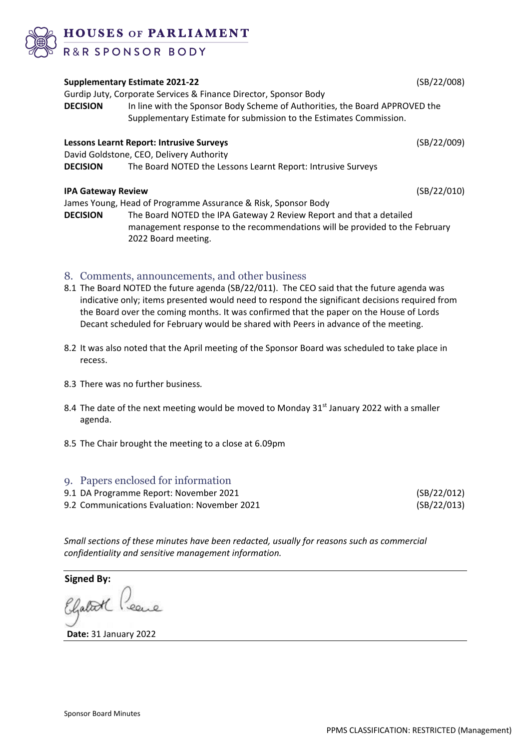**Supplementary Estimate 2021-22** (SB/22/008)

Gurdip Juty, Corporate Services & Finance Director, Sponsor Body

**DECISION** In line with the Sponsor Body Scheme of Authorities, the Board APPROVED the Supplementary Estimate for submission to the Estimates Commission.

**Lessons Learnt Report: Intrusive Surveys** (SB/22/009)

David Goldstone, CEO, Delivery Authority

**DECISION** The Board NOTED the Lessons Learnt Report: Intrusive Surveys

**IPA Gateway Review** (SB/22/010)

James Young, Head of Programme Assurance & Risk, Sponsor Body

**DECISION** The Board NOTED the IPA Gateway 2 Review Report and that a detailed management response to the recommendations will be provided to the February 2022 Board meeting.

## 8. Comments, announcements, and other business

8.1 The Board NOTED the future agenda (SB/22/011). The CEO said that the future agenda was indicative only; items presented would need to respond the significant decisions required from the Board over the coming months. It was confirmed that the paper on the House of Lords Decant scheduled for February would be shared with Peers in advance of the meeting.

8.2 It was also noted that the April meeting of the Sponsor Board was scheduled to take place in recess.

8.3 There was no further business.

8.4 The date of the next meeting would be moved to Monday 31st January 2022 with a smaller agenda.

8.5 The Chair brought the meeting to a close at 6.09pm

## 9. Papers enclosed for information

9.1 DA Programme Report: November 2021 (SB/22/012)

9.2 Communications Evaluation: November 2021 (SB/22/013)

*Small sections of these minutes have been redacted, usually for reasons such as commercial confidentiality and sensitive management information.*

**Signed By:**

Elizabeth Peace

**Date:** 31 January 2022

PPMS CLASSIFICATION: RESTRICTED (Management)